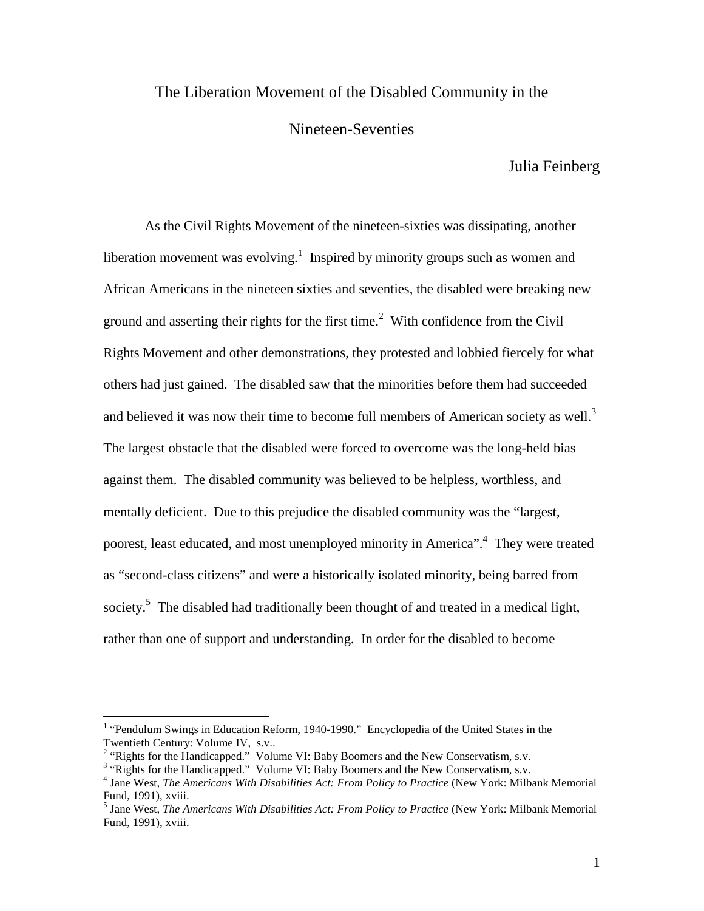# The Liberation Movement of the Disabled Community in the Nineteen-Seventies

Julia Feinberg

As the Civil Rights Movement of the nineteen-sixties was dissipating, another liberation movement was evolving.[1] Inspired by minority groups such as women and African Americans in the nineteen sixties and seventies, the disabled were breaking new ground and asserting their rights for the first time.[2] With confidence from the Civil Rights Movement and other demonstrations, they protested and lobbied fiercely for what others had just gained. The disabled saw that the minorities before them had succeeded and believed it was now their time to become full members of American society as well.[3] The largest obstacle that the disabled were forced to overcome was the long-held bias against them. The disabled community was believed to be helpless, worthless, and mentally deficient. Due to this prejudice the disabled community was the "largest, poorest, least educated, and most unemployed minority in America".[4] They were treated as "second-class citizens" and were a historically isolated minority, being barred from society.[5] The disabled had traditionally been thought of and treated in a medical light, rather than one of support and understanding. In order for the disabled to become

---

[1] "Pendulum Swings in Education Reform, 1940-1990." Encyclopedia of the United States in the Twentieth Century: Volume IV, s.v..

[2] "Rights for the Handicapped." Volume VI: Baby Boomers and the New Conservatism, s.v.

[3] "Rights for the Handicapped." Volume VI: Baby Boomers and the New Conservatism, s.v.

[4] Jane West, *The Americans With Disabilities Act: From Policy to Practice* (New York: Milbank Memorial Fund, 1991), xviii.

[5] Jane West, *The Americans With Disabilities Act: From Policy to Practice* (New York: Milbank Memorial Fund, 1991), xviii.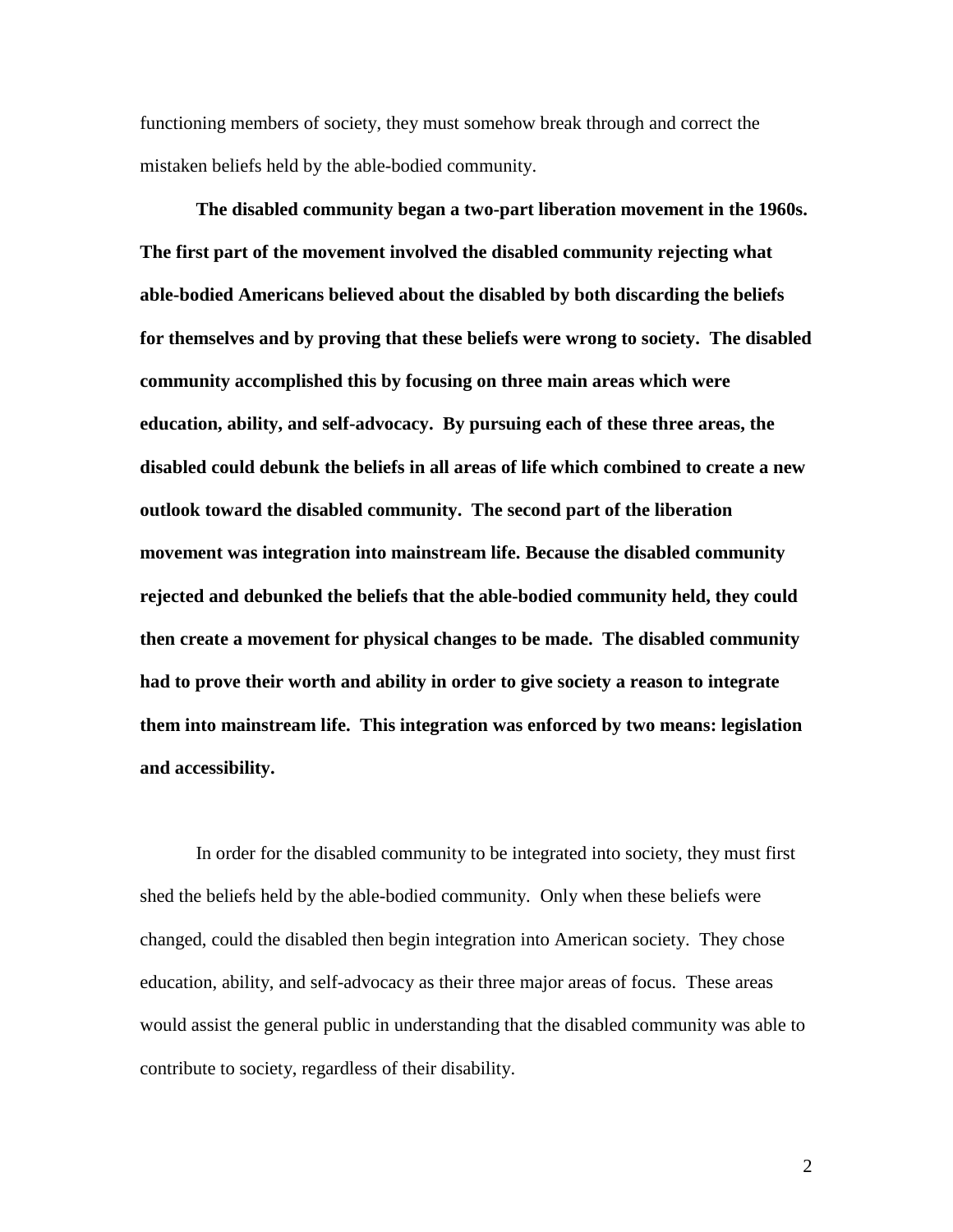functioning members of society, they must somehow break through and correct the mistaken beliefs held by the able-bodied community.

**The disabled community began a two-part liberation movement in the 1960s. The first part of the movement involved the disabled community rejecting what able-bodied Americans believed about the disabled by both discarding the beliefs for themselves and by proving that these beliefs were wrong to society. The disabled community accomplished this by focusing on three main areas which were education, ability, and self-advocacy. By pursuing each of these three areas, the disabled could debunk the beliefs in all areas of life which combined to create a new outlook toward the disabled community. The second part of the liberation movement was integration into mainstream life. Because the disabled community rejected and debunked the beliefs that the able-bodied community held, they could then create a movement for physical changes to be made. The disabled community had to prove their worth and ability in order to give society a reason to integrate them into mainstream life. This integration was enforced by two means: legislation and accessibility.**

In order for the disabled community to be integrated into society, they must first shed the beliefs held by the able-bodied community. Only when these beliefs were changed, could the disabled then begin integration into American society. They chose education, ability, and self-advocacy as their three major areas of focus. These areas would assist the general public in understanding that the disabled community was able to contribute to society, regardless of their disability.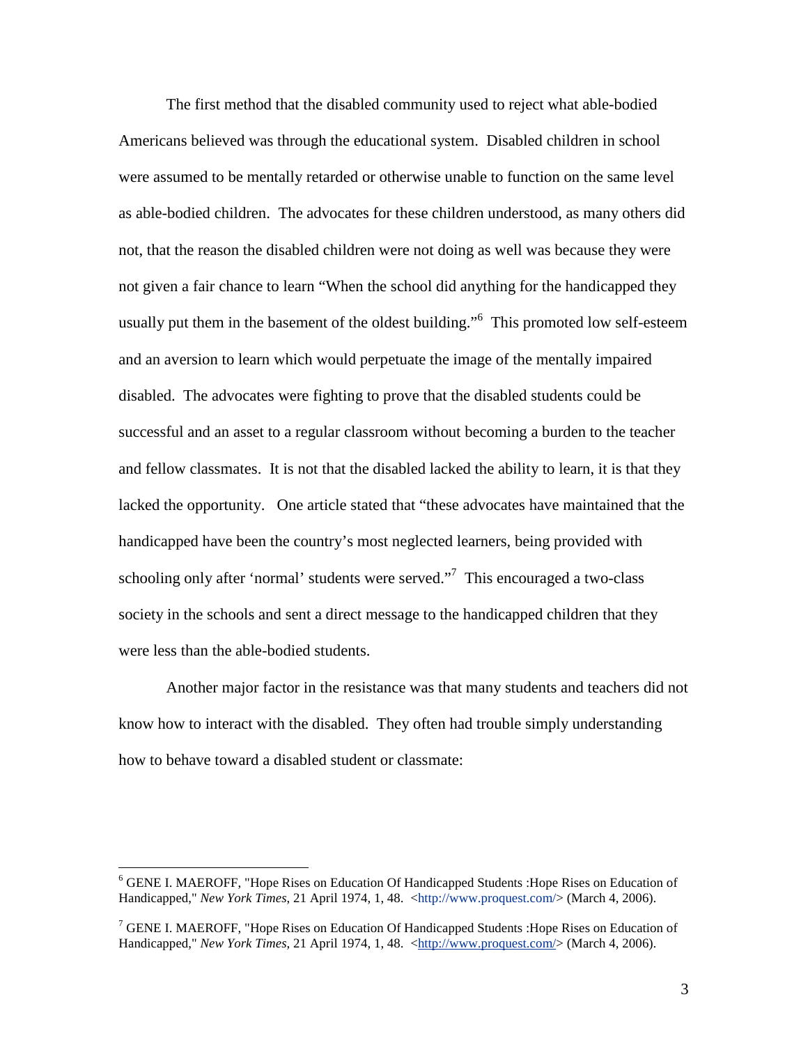The first method that the disabled community used to reject what able-bodied Americans believed was through the educational system. Disabled children in school were assumed to be mentally retarded or otherwise unable to function on the same level as able-bodied children. The advocates for these children understood, as many others did not, that the reason the disabled children were not doing as well was because they were not given a fair chance to learn "When the school did anything for the handicapped they usually put them in the basement of the oldest building."[6] This promoted low self-esteem and an aversion to learn which would perpetuate the image of the mentally impaired disabled. The advocates were fighting to prove that the disabled students could be successful and an asset to a regular classroom without becoming a burden to the teacher and fellow classmates. It is not that the disabled lacked the ability to learn, it is that they lacked the opportunity. One article stated that "these advocates have maintained that the handicapped have been the country's most neglected learners, being provided with schooling only after 'normal' students were served."[7] This encouraged a two-class society in the schools and sent a direct message to the handicapped children that they were less than the able-bodied students.

Another major factor in the resistance was that many students and teachers did not know how to interact with the disabled. They often had trouble simply understanding how to behave toward a disabled student or classmate:

---

[6] GENE I. MAEROFF, "Hope Rises on Education Of Handicapped Students :Hope Rises on Education of Handicapped," *New York Times*, 21 April 1974, 1, 48. <http://www.proquest.com/> (March 4, 2006).

[7] GENE I. MAEROFF, "Hope Rises on Education Of Handicapped Students :Hope Rises on Education of Handicapped," *New York Times*, 21 April 1974, 1, 48. <http://www.proquest.com/> (March 4, 2006).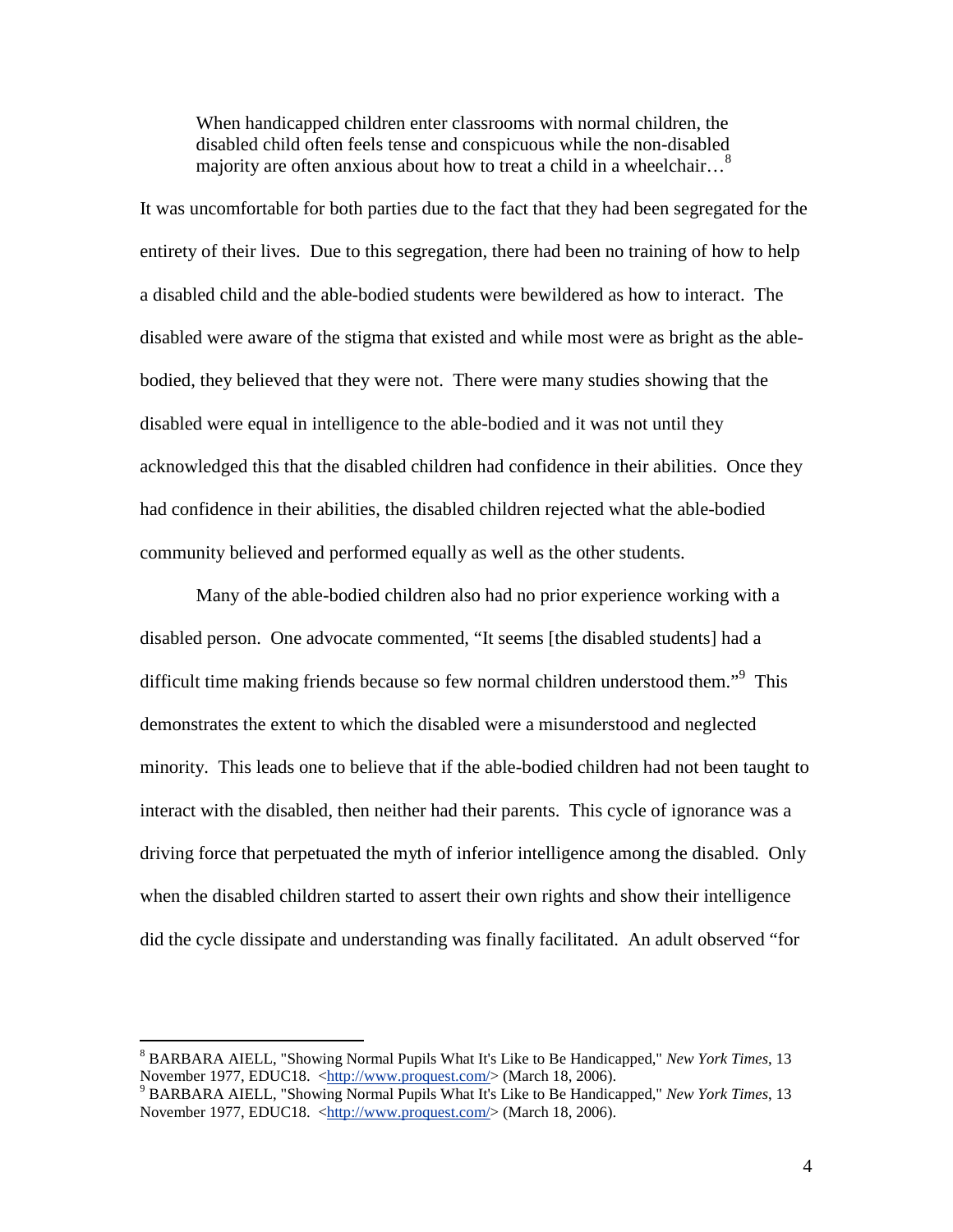> When handicapped children enter classrooms with normal children, the disabled child often feels tense and conspicuous while the non-disabled majority are often anxious about how to treat a child in a wheelchair…[8]

It was uncomfortable for both parties due to the fact that they had been segregated for the entirety of their lives. Due to this segregation, there had been no training of how to help a disabled child and the able-bodied students were bewildered as how to interact. The disabled were aware of the stigma that existed and while most were as bright as the able-bodied, they believed that they were not. There were many studies showing that the disabled were equal in intelligence to the able-bodied and it was not until they acknowledged this that the disabled children had confidence in their abilities. Once they had confidence in their abilities, the disabled children rejected what the able-bodied community believed and performed equally as well as the other students.

Many of the able-bodied children also had no prior experience working with a disabled person. One advocate commented, "It seems [the disabled students] had a difficult time making friends because so few normal children understood them."[9] This demonstrates the extent to which the disabled were a misunderstood and neglected minority. This leads one to believe that if the able-bodied children had not been taught to interact with the disabled, then neither had their parents. This cycle of ignorance was a driving force that perpetuated the myth of inferior intelligence among the disabled. Only when the disabled children started to assert their own rights and show their intelligence did the cycle dissipate and understanding was finally facilitated. An adult observed "for

---

[8] BARBARA AIELL, "Showing Normal Pupils What It's Like to Be Handicapped," *New York Times*, 13 November 1977, EDUC18. <http://www.proquest.com/> (March 18, 2006).

[9] BARBARA AIELL, "Showing Normal Pupils What It's Like to Be Handicapped," *New York Times*, 13 November 1977, EDUC18. <http://www.proquest.com/> (March 18, 2006).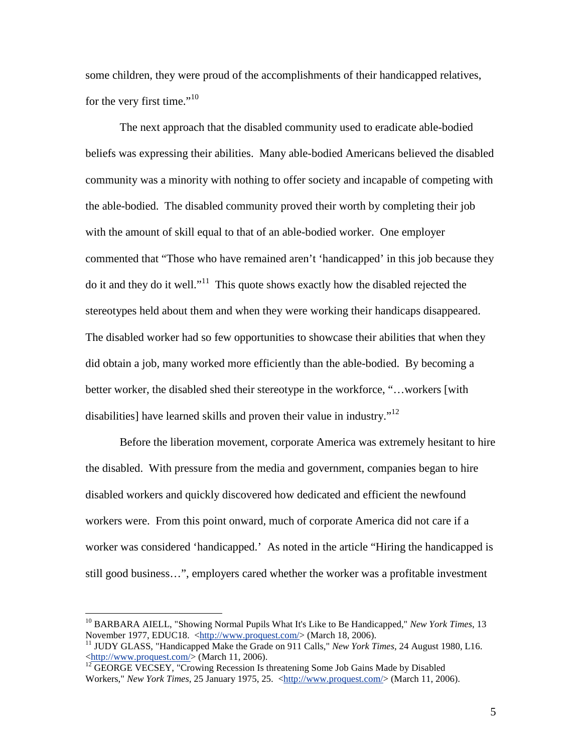some children, they were proud of the accomplishments of their handicapped relatives, for the very first time."[10]

The next approach that the disabled community used to eradicate able-bodied beliefs was expressing their abilities. Many able-bodied Americans believed the disabled community was a minority with nothing to offer society and incapable of competing with the able-bodied. The disabled community proved their worth by completing their job with the amount of skill equal to that of an able-bodied worker. One employer commented that "Those who have remained aren't 'handicapped' in this job because they do it and they do it well."[11] This quote shows exactly how the disabled rejected the stereotypes held about them and when they were working their handicaps disappeared. The disabled worker had so few opportunities to showcase their abilities that when they did obtain a job, many worked more efficiently than the able-bodied. By becoming a better worker, the disabled shed their stereotype in the workforce, "…workers [with disabilities] have learned skills and proven their value in industry."[12]

Before the liberation movement, corporate America was extremely hesitant to hire the disabled. With pressure from the media and government, companies began to hire disabled workers and quickly discovered how dedicated and efficient the newfound workers were. From this point onward, much of corporate America did not care if a worker was considered 'handicapped.' As noted in the article "Hiring the handicapped is still good business…", employers cared whether the worker was a profitable investment

---

[10] BARBARA AIELL, "Showing Normal Pupils What It's Like to Be Handicapped," *New York Times*, 13 November 1977, EDUC18. <http://www.proquest.com/> (March 18, 2006).

[11] JUDY GLASS, "Handicapped Make the Grade on 911 Calls," *New York Times*, 24 August 1980, L16. <http://www.proquest.com/> (March 11, 2006).

[12] GEORGE VECSEY, "Crowing Recession Is threatening Some Job Gains Made by Disabled Workers," *New York Times*, 25 January 1975, 25. <http://www.proquest.com/> (March 11, 2006).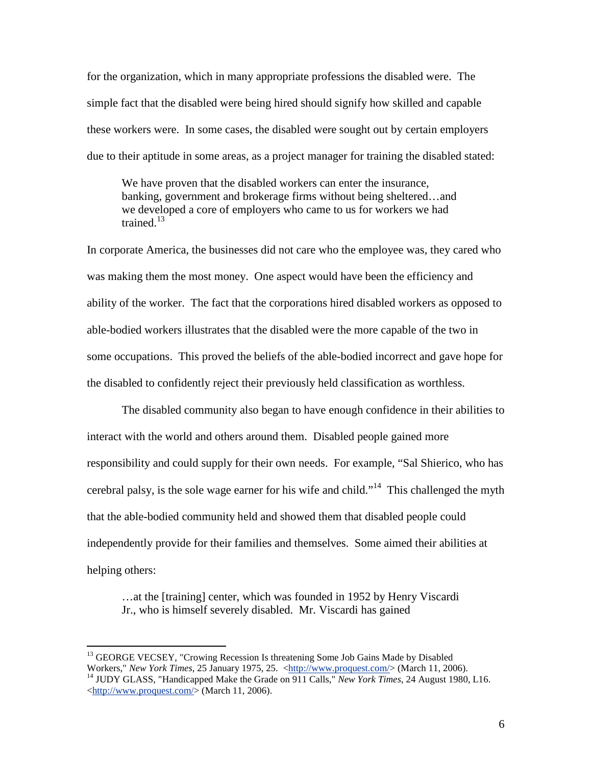for the organization, which in many appropriate professions the disabled were. The simple fact that the disabled were being hired should signify how skilled and capable these workers were. In some cases, the disabled were sought out by certain employers due to their aptitude in some areas, as a project manager for training the disabled stated:

> We have proven that the disabled workers can enter the insurance, banking, government and brokerage firms without being sheltered…and we developed a core of employers who came to us for workers we had trained.[13]

In corporate America, the businesses did not care who the employee was, they cared who was making them the most money. One aspect would have been the efficiency and ability of the worker. The fact that the corporations hired disabled workers as opposed to able-bodied workers illustrates that the disabled were the more capable of the two in some occupations. This proved the beliefs of the able-bodied incorrect and gave hope for the disabled to confidently reject their previously held classification as worthless.

The disabled community also began to have enough confidence in their abilities to interact with the world and others around them. Disabled people gained more responsibility and could supply for their own needs. For example, "Sal Shierico, who has cerebral palsy, is the sole wage earner for his wife and child."[14] This challenged the myth that the able-bodied community held and showed them that disabled people could independently provide for their families and themselves. Some aimed their abilities at helping others:

> …at the [training] center, which was founded in 1952 by Henry Viscardi Jr., who is himself severely disabled. Mr. Viscardi has gained

---

[13] GEORGE VECSEY, "Crowing Recession Is threatening Some Job Gains Made by Disabled Workers," *New York Times*, 25 January 1975, 25. <http://www.proquest.com/> (March 11, 2006).

[14] JUDY GLASS, "Handicapped Make the Grade on 911 Calls," *New York Times*, 24 August 1980, L16. <http://www.proquest.com/> (March 11, 2006).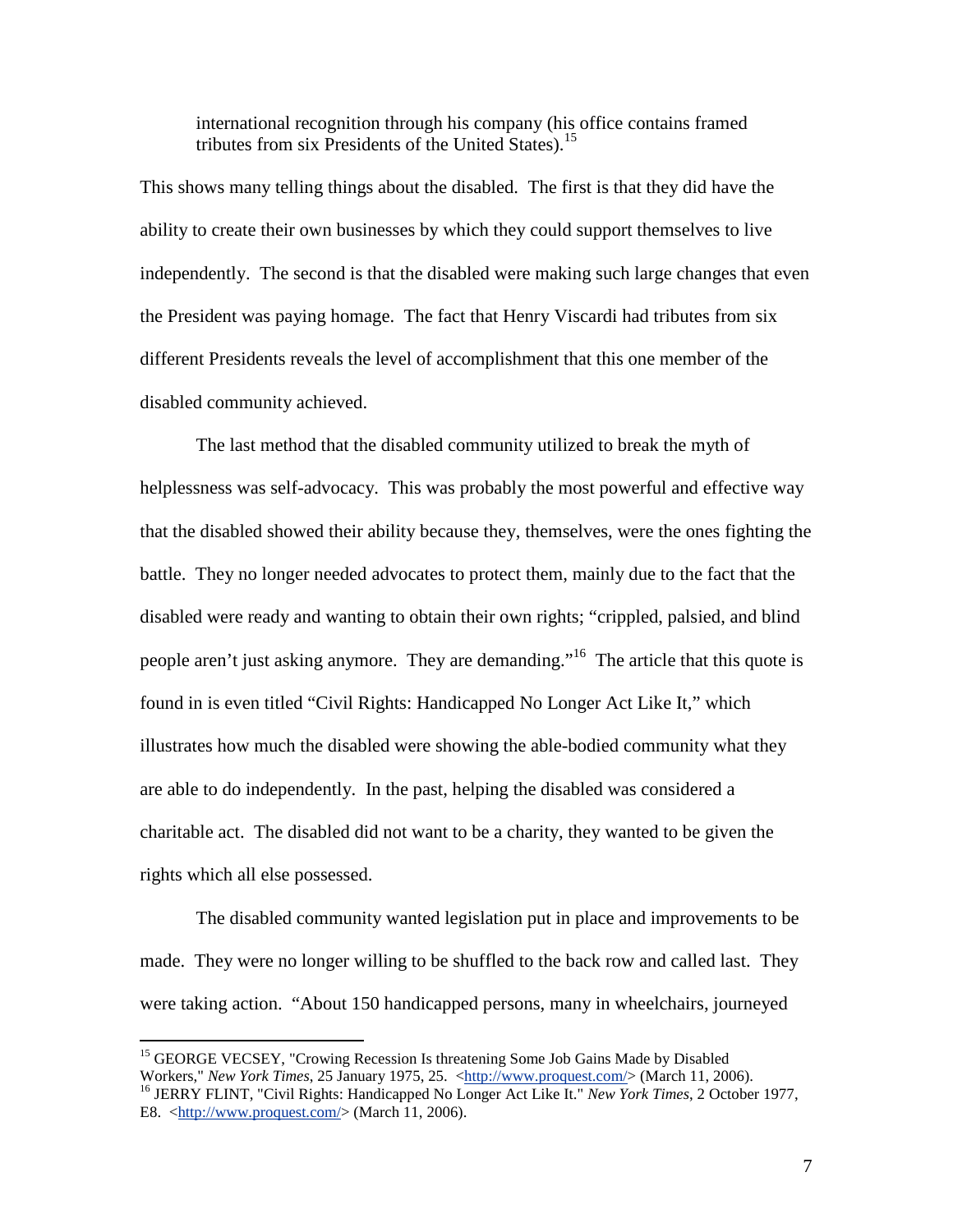> international recognition through his company (his office contains framed tributes from six Presidents of the United States).[15]

This shows many telling things about the disabled. The first is that they did have the ability to create their own businesses by which they could support themselves to live independently. The second is that the disabled were making such large changes that even the President was paying homage. The fact that Henry Viscardi had tributes from six different Presidents reveals the level of accomplishment that this one member of the disabled community achieved.

The last method that the disabled community utilized to break the myth of helplessness was self-advocacy. This was probably the most powerful and effective way that the disabled showed their ability because they, themselves, were the ones fighting the battle. They no longer needed advocates to protect them, mainly due to the fact that the disabled were ready and wanting to obtain their own rights; "crippled, palsied, and blind people aren't just asking anymore. They are demanding."[16] The article that this quote is found in is even titled "Civil Rights: Handicapped No Longer Act Like It," which illustrates how much the disabled were showing the able-bodied community what they are able to do independently. In the past, helping the disabled was considered a charitable act. The disabled did not want to be a charity, they wanted to be given the rights which all else possessed.

The disabled community wanted legislation put in place and improvements to be made. They were no longer willing to be shuffled to the back row and called last. They were taking action. "About 150 handicapped persons, many in wheelchairs, journeyed

---

[15] GEORGE VECSEY, "Crowing Recession Is threatening Some Job Gains Made by Disabled Workers," *New York Times*, 25 January 1975, 25. <http://www.proquest.com/> (March 11, 2006).

[16] JERRY FLINT, "Civil Rights: Handicapped No Longer Act Like It." *New York Times*, 2 October 1977, E8. <http://www.proquest.com/> (March 11, 2006).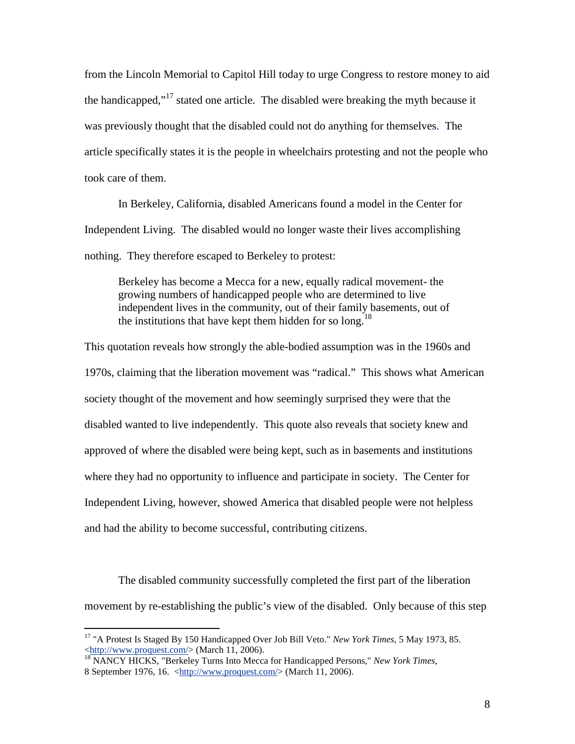from the Lincoln Memorial to Capitol Hill today to urge Congress to restore money to aid the handicapped,"[17] stated one article. The disabled were breaking the myth because it was previously thought that the disabled could not do anything for themselves. The article specifically states it is the people in wheelchairs protesting and not the people who took care of them.

In Berkeley, California, disabled Americans found a model in the Center for Independent Living. The disabled would no longer waste their lives accomplishing nothing. They therefore escaped to Berkeley to protest:

> Berkeley has become a Mecca for a new, equally radical movement- the growing numbers of handicapped people who are determined to live independent lives in the community, out of their family basements, out of the institutions that have kept them hidden for so long.[18]

This quotation reveals how strongly the able-bodied assumption was in the 1960s and 1970s, claiming that the liberation movement was "radical." This shows what American society thought of the movement and how seemingly surprised they were that the disabled wanted to live independently. This quote also reveals that society knew and approved of where the disabled were being kept, such as in basements and institutions where they had no opportunity to influence and participate in society. The Center for Independent Living, however, showed America that disabled people were not helpless and had the ability to become successful, contributing citizens.

The disabled community successfully completed the first part of the liberation movement by re-establishing the public's view of the disabled. Only because of this step

---

[17] "A Protest Is Staged By 150 Handicapped Over Job Bill Veto." *New York Times*, 5 May 1973, 85. <http://www.proquest.com/> (March 11, 2006).

[18] NANCY HICKS, "Berkeley Turns Into Mecca for Handicapped Persons," *New York Times*, 8 September 1976, 16. <http://www.proquest.com/> (March 11, 2006).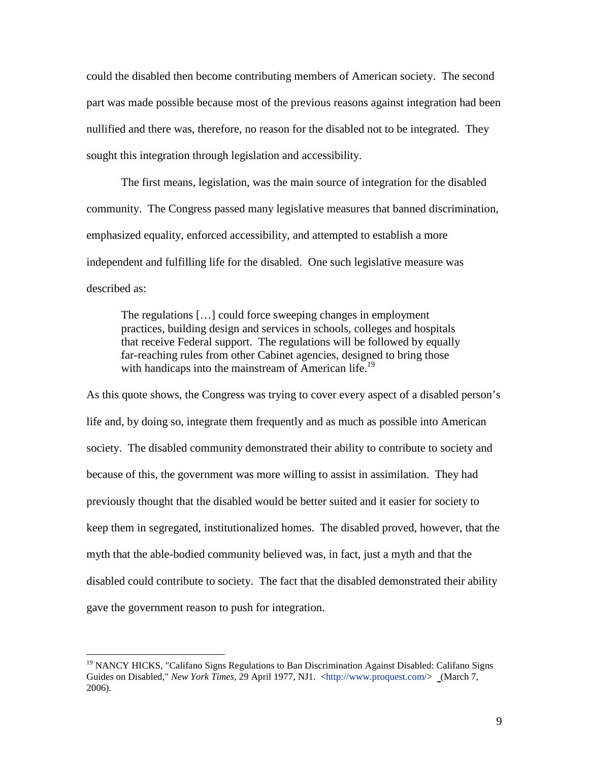could the disabled then become contributing members of American society. The second part was made possible because most of the previous reasons against integration had been nullified and there was, therefore, no reason for the disabled not to be integrated. They sought this integration through legislation and accessibility.

The first means, legislation, was the main source of integration for the disabled community. The Congress passed many legislative measures that banned discrimination, emphasized equality, enforced accessibility, and attempted to establish a more independent and fulfilling life for the disabled. One such legislative measure was described as:

> The regulations […] could force sweeping changes in employment practices, building design and services in schools, colleges and hospitals that receive Federal support. The regulations will be followed by equally far-reaching rules from other Cabinet agencies, designed to bring those with handicaps into the mainstream of American life.[19]

As this quote shows, the Congress was trying to cover every aspect of a disabled person's life and, by doing so, integrate them frequently and as much as possible into American society. The disabled community demonstrated their ability to contribute to society and because of this, the government was more willing to assist in assimilation. They had previously thought that the disabled would be better suited and it easier for society to keep them in segregated, institutionalized homes. The disabled proved, however, that the myth that the able-bodied community believed was, in fact, just a myth and that the disabled could contribute to society. The fact that the disabled demonstrated their ability gave the government reason to push for integration.

---

[19] NANCY HICKS, "Califano Signs Regulations to Ban Discrimination Against Disabled: Califano Signs Guides on Disabled," *New York Times*, 29 April 1977, NJ1. <http://www.proquest.com/> (March 7, 2006).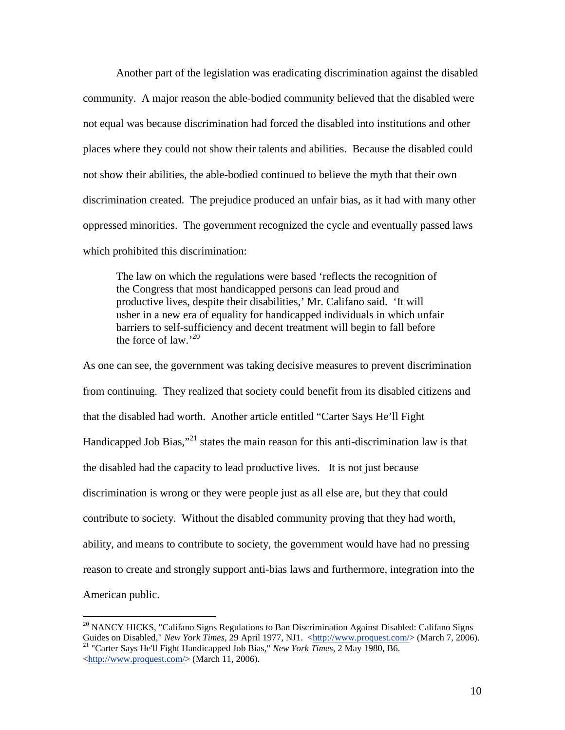Another part of the legislation was eradicating discrimination against the disabled community. A major reason the able-bodied community believed that the disabled were not equal was because discrimination had forced the disabled into institutions and other places where they could not show their talents and abilities. Because the disabled could not show their abilities, the able-bodied continued to believe the myth that their own discrimination created. The prejudice produced an unfair bias, as it had with many other oppressed minorities. The government recognized the cycle and eventually passed laws which prohibited this discrimination:

> The law on which the regulations were based 'reflects the recognition of the Congress that most handicapped persons can lead proud and productive lives, despite their disabilities,' Mr. Califano said. 'It will usher in a new era of equality for handicapped individuals in which unfair barriers to self-sufficiency and decent treatment will begin to fall before the force of law.'[20]

As one can see, the government was taking decisive measures to prevent discrimination from continuing. They realized that society could benefit from its disabled citizens and that the disabled had worth. Another article entitled "Carter Says He'll Fight Handicapped Job Bias,"[21] states the main reason for this anti-discrimination law is that the disabled had the capacity to lead productive lives. It is not just because discrimination is wrong or they were people just as all else are, but they that could contribute to society. Without the disabled community proving that they had worth, ability, and means to contribute to society, the government would have had no pressing reason to create and strongly support anti-bias laws and furthermore, integration into the American public.

---

[20] NANCY HICKS, "Califano Signs Regulations to Ban Discrimination Against Disabled: Califano Signs Guides on Disabled," *New York Times*, 29 April 1977, NJ1. <http://www.proquest.com/> (March 7, 2006).

[21] "Carter Says He'll Fight Handicapped Job Bias," *New York Times*, 2 May 1980, B6. <http://www.proquest.com/> (March 11, 2006).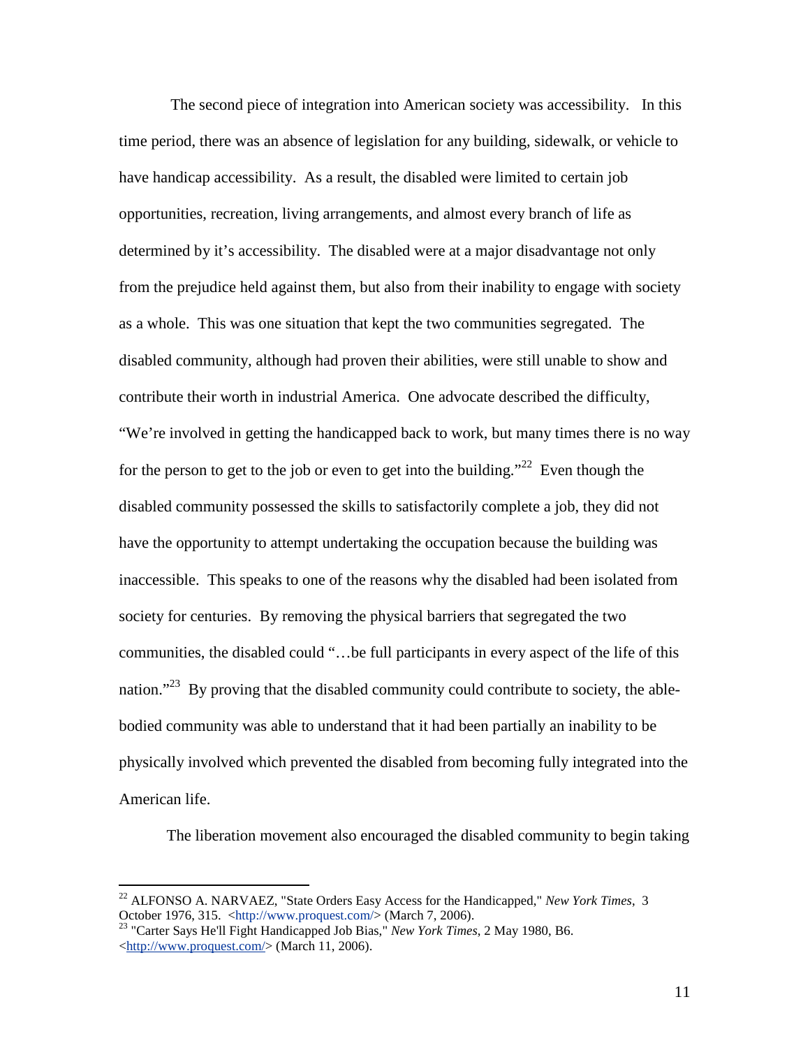The second piece of integration into American society was accessibility. In this time period, there was an absence of legislation for any building, sidewalk, or vehicle to have handicap accessibility. As a result, the disabled were limited to certain job opportunities, recreation, living arrangements, and almost every branch of life as determined by it's accessibility. The disabled were at a major disadvantage not only from the prejudice held against them, but also from their inability to engage with society as a whole. This was one situation that kept the two communities segregated. The disabled community, although had proven their abilities, were still unable to show and contribute their worth in industrial America. One advocate described the difficulty, "We're involved in getting the handicapped back to work, but many times there is no way for the person to get to the job or even to get into the building."[22] Even though the disabled community possessed the skills to satisfactorily complete a job, they did not have the opportunity to attempt undertaking the occupation because the building was inaccessible. This speaks to one of the reasons why the disabled had been isolated from society for centuries. By removing the physical barriers that segregated the two communities, the disabled could "…be full participants in every aspect of the life of this nation."[23] By proving that the disabled community could contribute to society, the able-bodied community was able to understand that it had been partially an inability to be physically involved which prevented the disabled from becoming fully integrated into the American life.

The liberation movement also encouraged the disabled community to begin taking

---

[22] ALFONSO A. NARVAEZ, "State Orders Easy Access for the Handicapped," *New York Times*, 3 October 1976, 315. <http://www.proquest.com/> (March 7, 2006).

[23] "Carter Says He'll Fight Handicapped Job Bias," *New York Times*, 2 May 1980, B6. <http://www.proquest.com/> (March 11, 2006).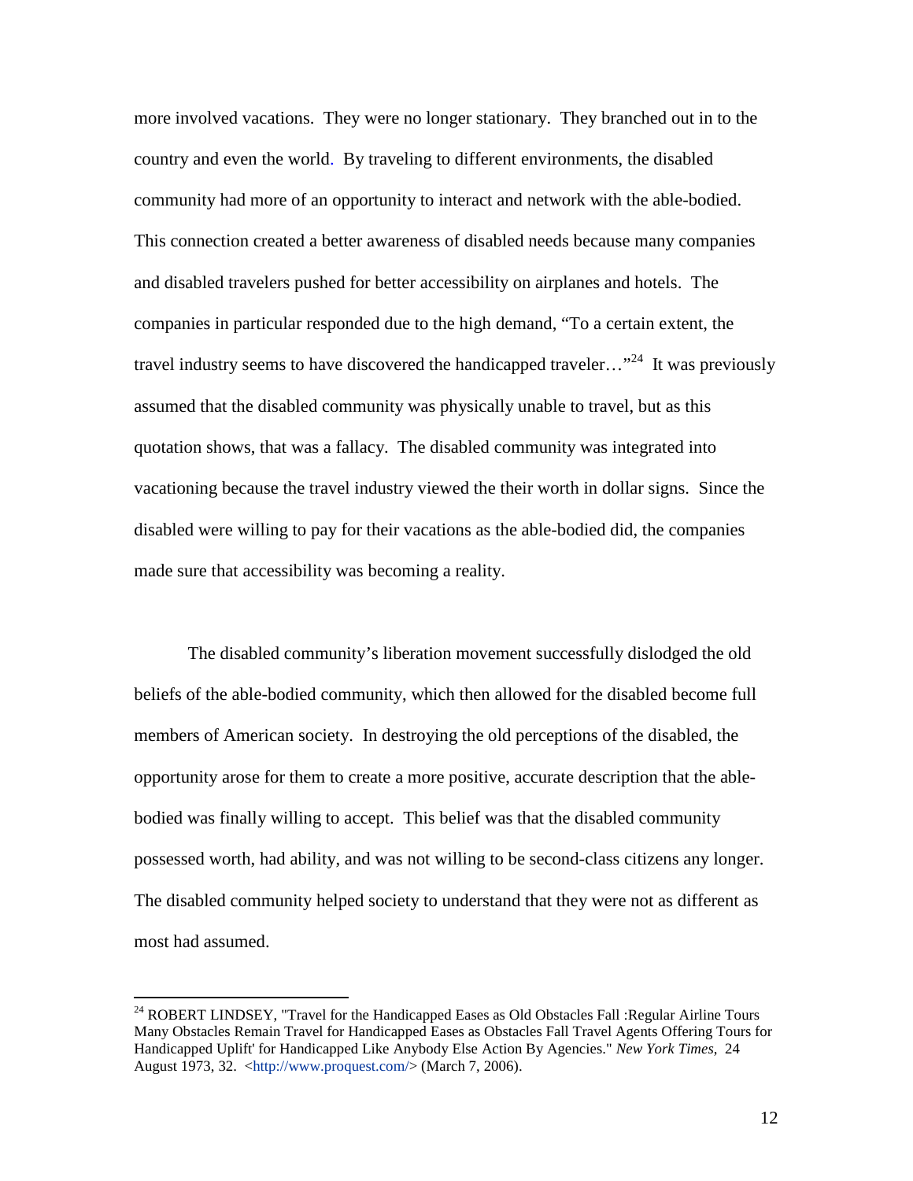more involved vacations. They were no longer stationary. They branched out in to the country and even the world. By traveling to different environments, the disabled community had more of an opportunity to interact and network with the able-bodied. This connection created a better awareness of disabled needs because many companies and disabled travelers pushed for better accessibility on airplanes and hotels. The companies in particular responded due to the high demand, "To a certain extent, the travel industry seems to have discovered the handicapped traveler…"[24] It was previously assumed that the disabled community was physically unable to travel, but as this quotation shows, that was a fallacy. The disabled community was integrated into vacationing because the travel industry viewed the their worth in dollar signs. Since the disabled were willing to pay for their vacations as the able-bodied did, the companies made sure that accessibility was becoming a reality.

The disabled community's liberation movement successfully dislodged the old beliefs of the able-bodied community, which then allowed for the disabled become full members of American society. In destroying the old perceptions of the disabled, the opportunity arose for them to create a more positive, accurate description that the able-bodied was finally willing to accept. This belief was that the disabled community possessed worth, had ability, and was not willing to be second-class citizens any longer. The disabled community helped society to understand that they were not as different as most had assumed.

---

[24] ROBERT LINDSEY, "Travel for the Handicapped Eases as Old Obstacles Fall :Regular Airline Tours Many Obstacles Remain Travel for Handicapped Eases as Obstacles Fall Travel Agents Offering Tours for Handicapped Uplift' for Handicapped Like Anybody Else Action By Agencies." *New York Times*, 24 August 1973, 32. <http://www.proquest.com/> (March 7, 2006).